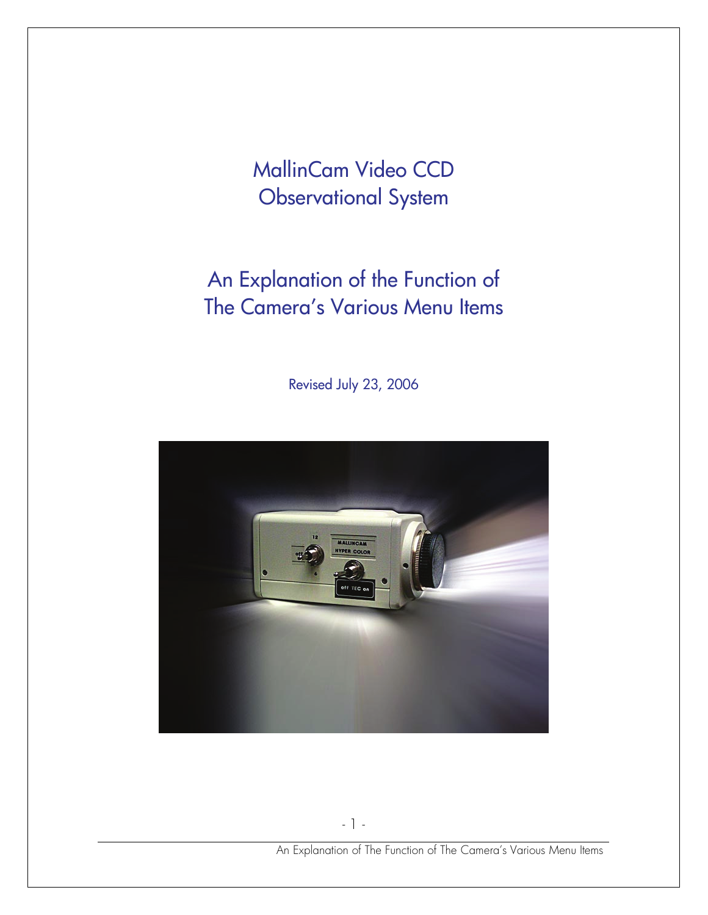# MallinCam Video CCD Observational System

## An Explanation of the Function of The Camera's Various Menu Items

Revised July 23, 2006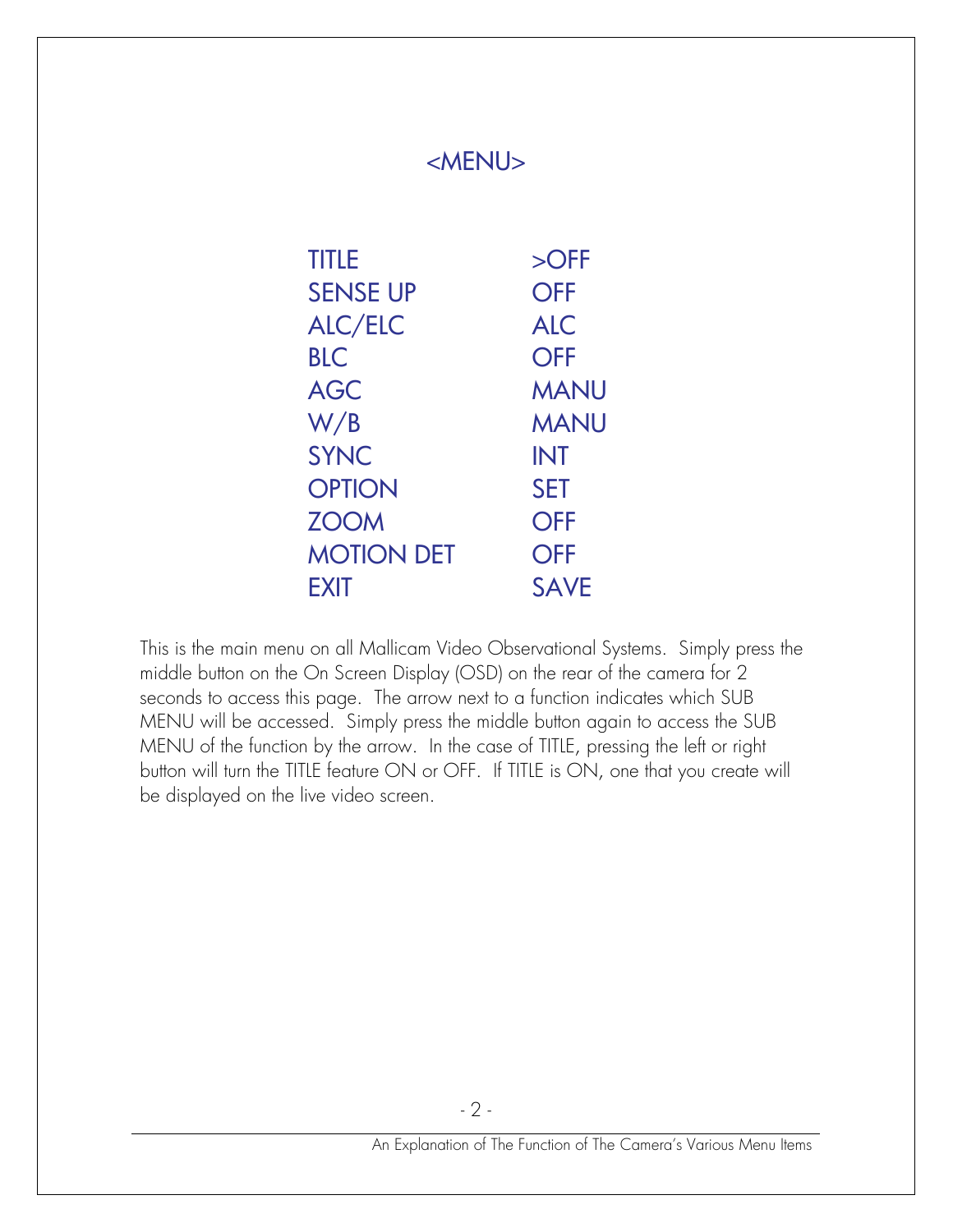# <MENU>

| | |
|---|---|
| TITLE | >OFF |
| SENSE UP | OFF |
| ALC/ELC | ALC |
| BLC | OFF |
| AGC | MANU |
| W/B | MANU |
| SYNC | INT |
| OPTION | SET |
| ZOOM | OFF |
| MOTION DET | OFF |
| EXIT | SAVE |

This is the main menu on all Mallicam Video Observational Systems. Simply press the middle button on the On Screen Display (OSD) on the rear of the camera for 2 seconds to access this page. The arrow next to a function indicates which SUB MENU will be accessed. Simply press the middle button again to access the SUB MENU of the function by the arrow. In the case of TITLE, pressing the left or right button will turn the TITLE feature ON or OFF. If TITLE is ON, one that you create will be displayed on the live video screen.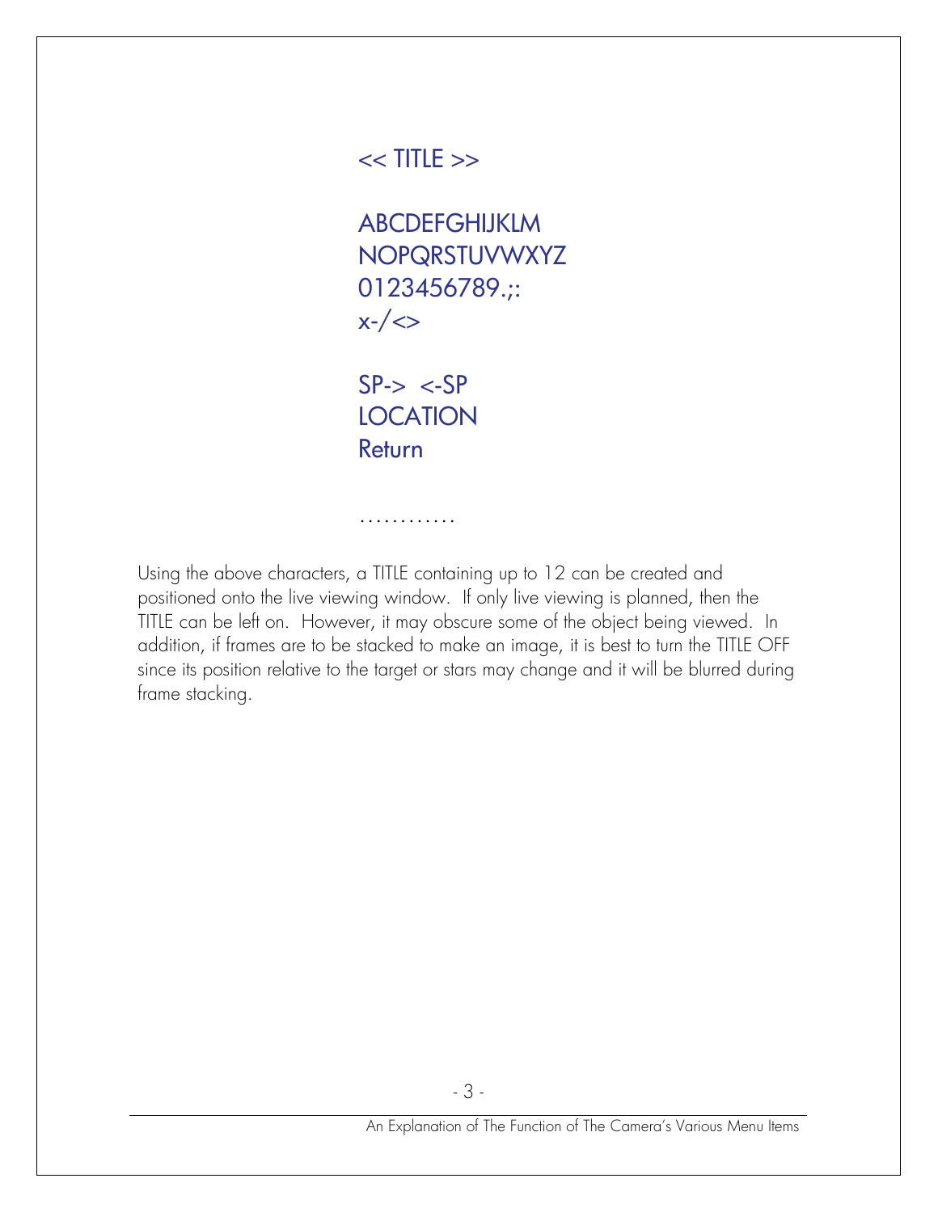<< TITLE >>

ABCDEFGHIJKLM
NOPQRSTUVWXYZ
0123456789.;:
x-/<>

SP-> <-SP
LOCATION
Return

…………

Using the above characters, a TITLE containing up to 12 can be created and positioned onto the live viewing window. If only live viewing is planned, then the TITLE can be left on. However, it may obscure some of the object being viewed. In addition, if frames are to be stacked to make an image, it is best to turn the TITLE OFF since its position relative to the target or stars may change and it will be blurred during frame stacking.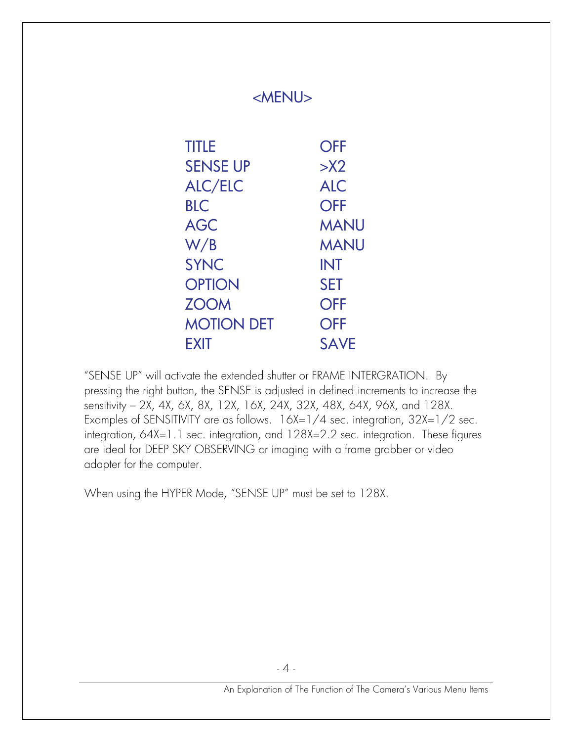## <MENU>

| | |
|---|---|
| TITLE | OFF |
| SENSE UP | >X2 |
| ALC/ELC | ALC |
| BLC | OFF |
| AGC | MANU |
| W/B | MANU |
| SYNC | INT |
| OPTION | SET |
| ZOOM | OFF |
| MOTION DET | OFF |
| EXIT | SAVE |

"SENSE UP" will activate the extended shutter or FRAME INTERGRATION. By pressing the right button, the SENSE is adjusted in defined increments to increase the sensitivity – 2X, 4X, 6X, 8X, 12X, 16X, 24X, 32X, 48X, 64X, 96X, and 128X. Examples of SENSITIVITY are as follows. 16X=1/4 sec. integration, 32X=1/2 sec. integration, 64X=1.1 sec. integration, and 128X=2.2 sec. integration. These figures are ideal for DEEP SKY OBSERVING or imaging with a frame grabber or video adapter for the computer.

When using the HYPER Mode, "SENSE UP" must be set to 128X.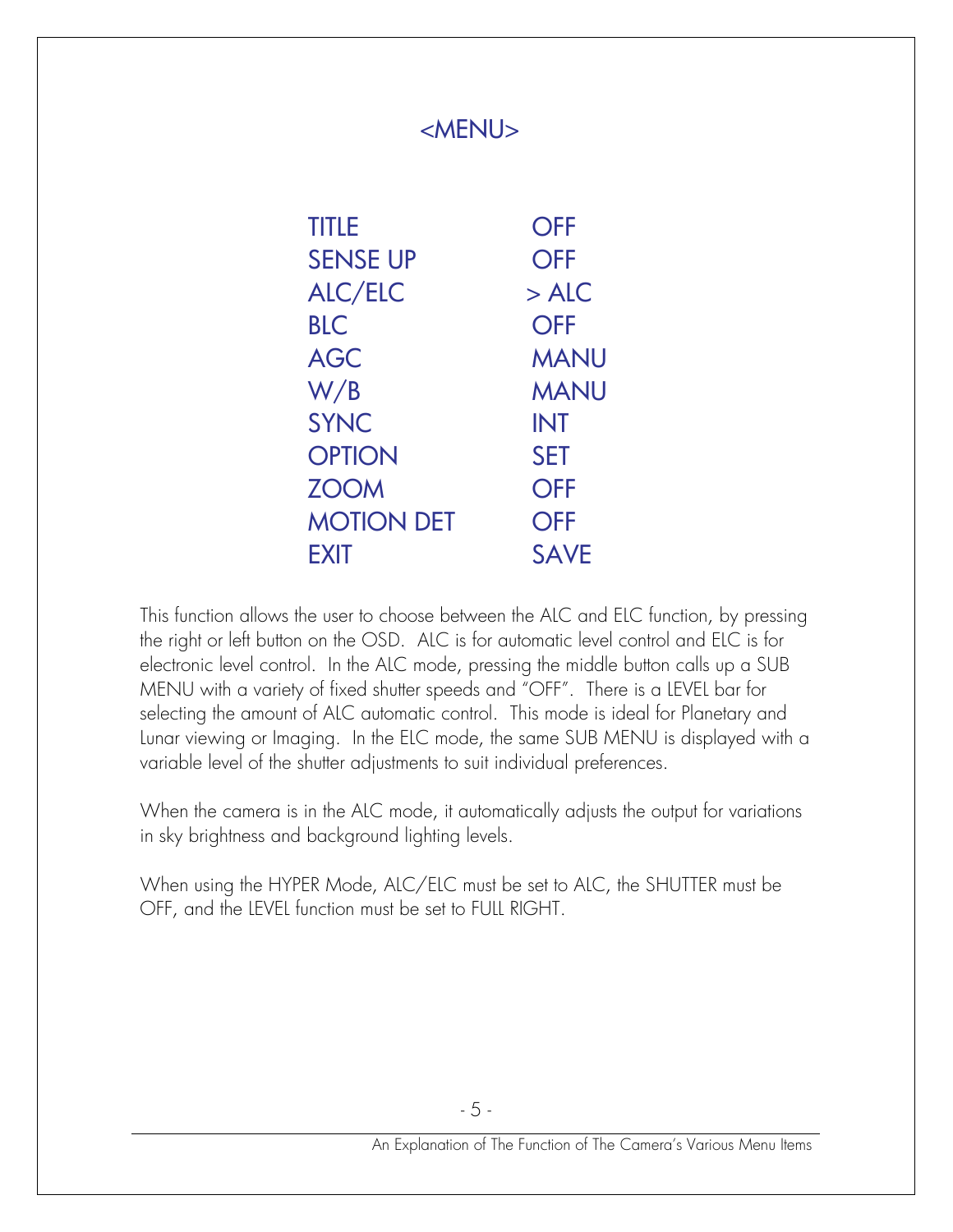## <MENU>

| | |
|---|---|
| TITLE | OFF |
| SENSE UP | OFF |
| ALC/ELC | > ALC |
| BLC | OFF |
| AGC | MANU |
| W/B | MANU |
| SYNC | INT |
| OPTION | SET |
| ZOOM | OFF |
| MOTION DET | OFF |
| EXIT | SAVE |

This function allows the user to choose between the ALC and ELC function, by pressing the right or left button on the OSD. ALC is for automatic level control and ELC is for electronic level control. In the ALC mode, pressing the middle button calls up a SUB MENU with a variety of fixed shutter speeds and "OFF". There is a LEVEL bar for selecting the amount of ALC automatic control. This mode is ideal for Planetary and Lunar viewing or Imaging. In the ELC mode, the same SUB MENU is displayed with a variable level of the shutter adjustments to suit individual preferences.

When the camera is in the ALC mode, it automatically adjusts the output for variations in sky brightness and background lighting levels.

When using the HYPER Mode, ALC/ELC must be set to ALC, the SHUTTER must be OFF, and the LEVEL function must be set to FULL RIGHT.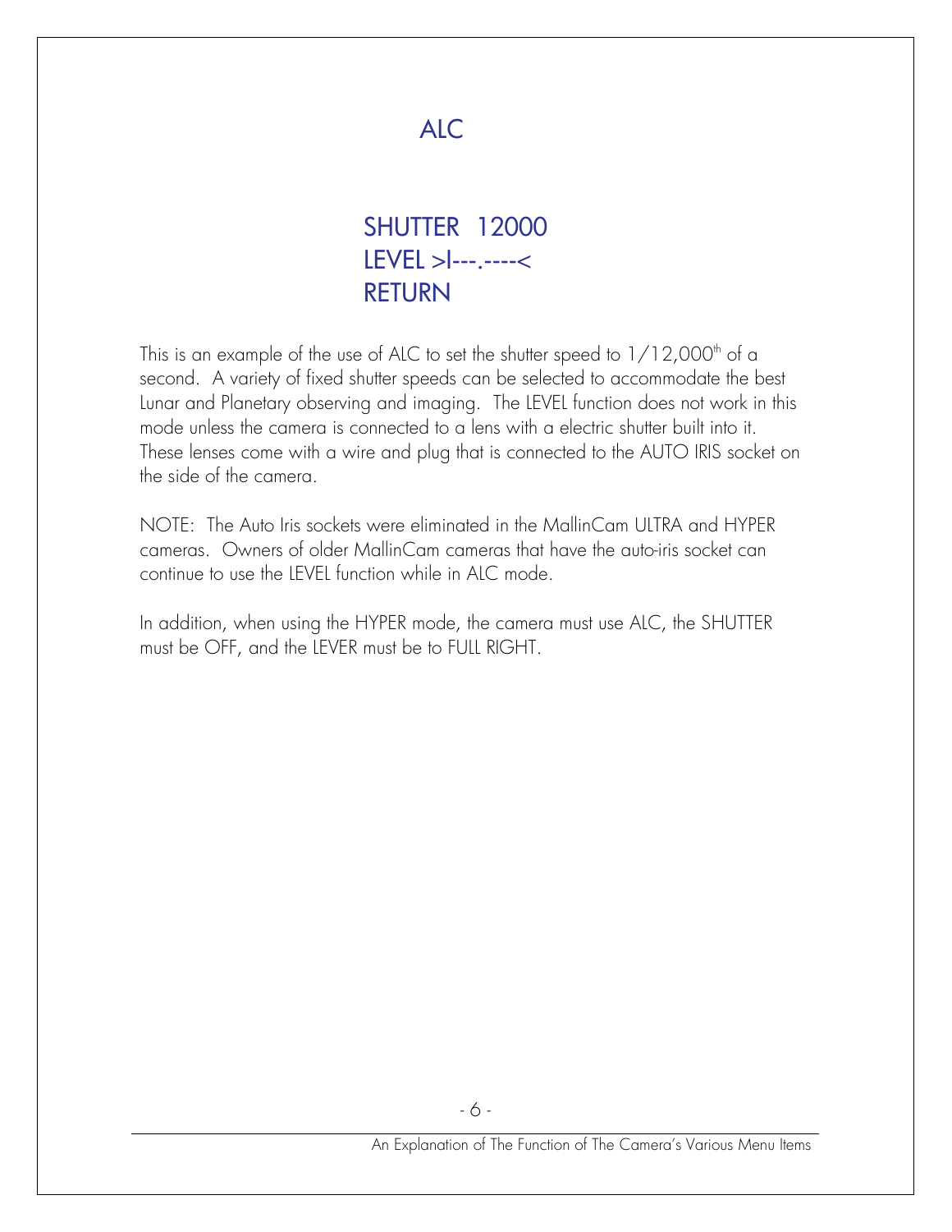# ALC

SHUTTER 12000
LEVEL >I---.----<
RETURN

This is an example of the use of ALC to set the shutter speed to 1/12,000[th] of a second. A variety of fixed shutter speeds can be selected to accommodate the best Lunar and Planetary observing and imaging. The LEVEL function does not work in this mode unless the camera is connected to a lens with a electric shutter built into it. These lenses come with a wire and plug that is connected to the AUTO IRIS socket on the side of the camera.

NOTE: The Auto Iris sockets were eliminated in the MallinCam ULTRA and HYPER cameras. Owners of older MallinCam cameras that have the auto-iris socket can continue to use the LEVEL function while in ALC mode.

In addition, when using the HYPER mode, the camera must use ALC, the SHUTTER must be OFF, and the LEVER must be to FULL RIGHT.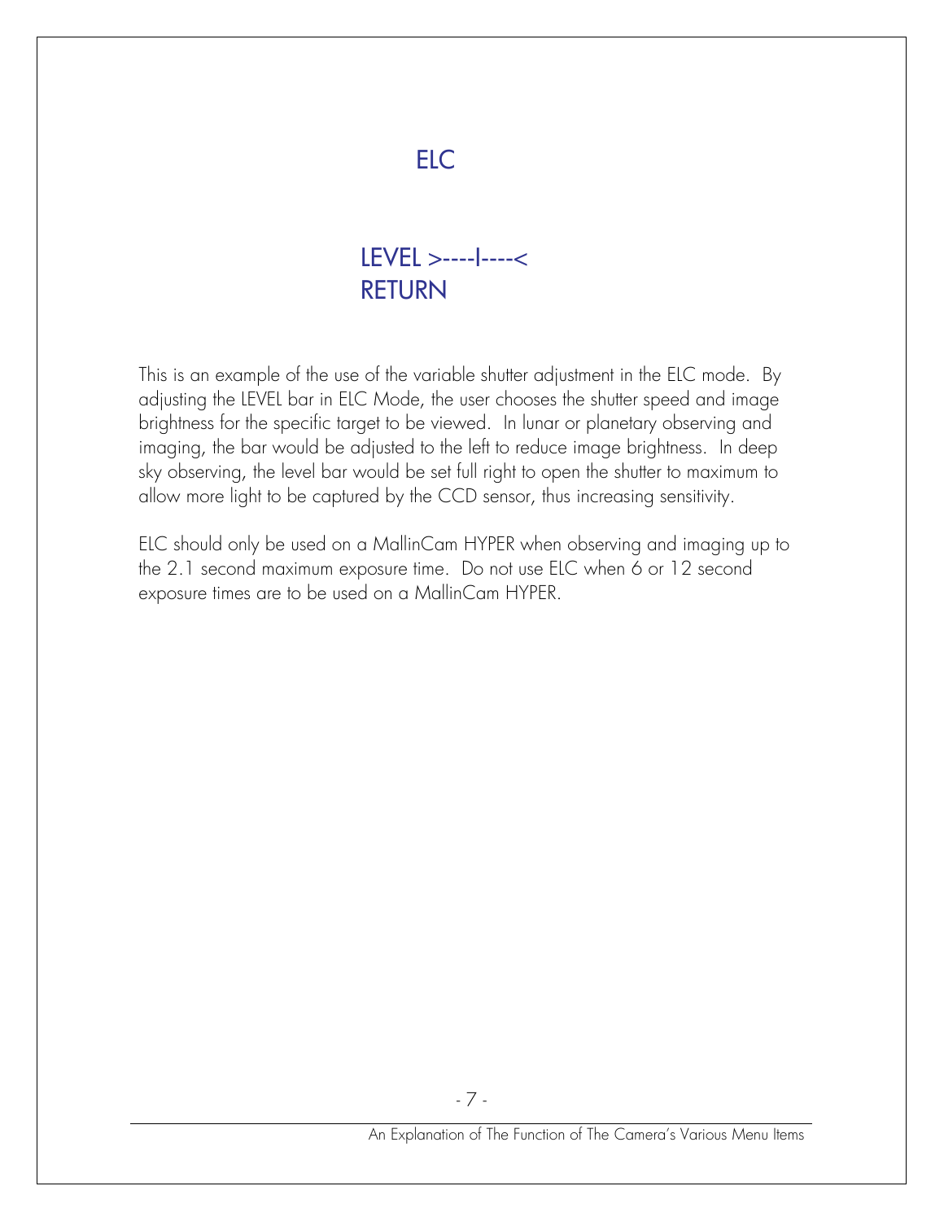# ELC

LEVEL >----I----<
RETURN

This is an example of the use of the variable shutter adjustment in the ELC mode. By adjusting the LEVEL bar in ELC Mode, the user chooses the shutter speed and image brightness for the specific target to be viewed. In lunar or planetary observing and imaging, the bar would be adjusted to the left to reduce image brightness. In deep sky observing, the level bar would be set full right to open the shutter to maximum to allow more light to be captured by the CCD sensor, thus increasing sensitivity.

ELC should only be used on a MallinCam HYPER when observing and imaging up to the 2.1 second maximum exposure time. Do not use ELC when 6 or 12 second exposure times are to be used on a MallinCam HYPER.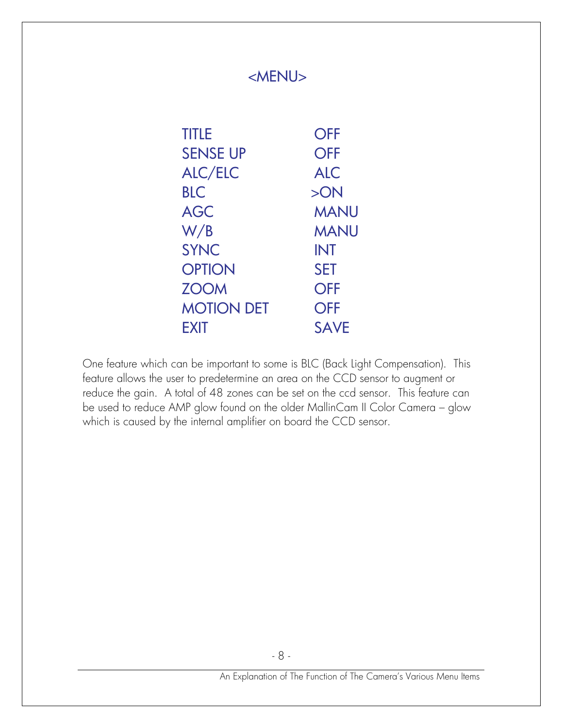## <MENU>

| | |
|---|---|
| TITLE | OFF |
| SENSE UP | OFF |
| ALC/ELC | ALC |
| BLC | >ON |
| AGC | MANU |
| W/B | MANU |
| SYNC | INT |
| OPTION | SET |
| ZOOM | OFF |
| MOTION DET | OFF |
| EXIT | SAVE |

One feature which can be important to some is BLC (Back Light Compensation). This feature allows the user to predetermine an area on the CCD sensor to augment or reduce the gain. A total of 48 zones can be set on the ccd sensor. This feature can be used to reduce AMP glow found on the older MallinCam II Color Camera – glow which is caused by the internal amplifier on board the CCD sensor.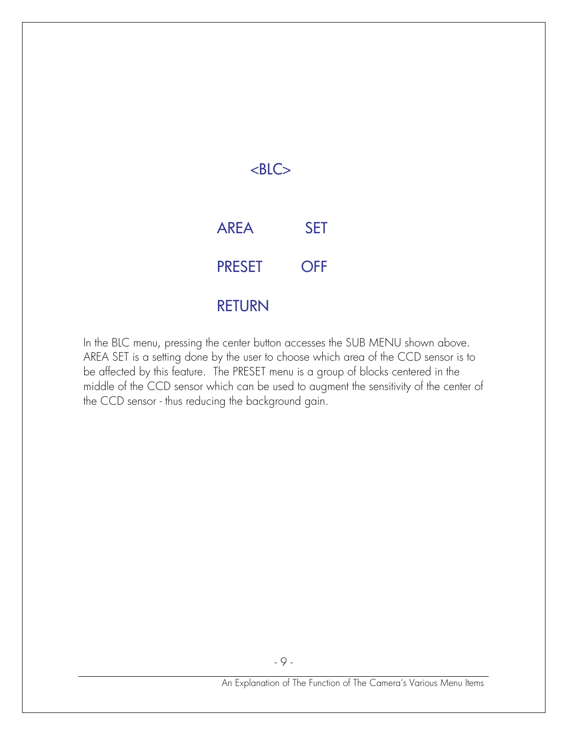## <BLC>

| | |
|---|---|
| AREA | SET |
| PRESET | OFF |
| RETURN | |

In the BLC menu, pressing the center button accesses the SUB MENU shown above. AREA SET is a setting done by the user to choose which area of the CCD sensor is to be affected by this feature. The PRESET menu is a group of blocks centered in the middle of the CCD sensor which can be used to augment the sensitivity of the center of the CCD sensor - thus reducing the background gain.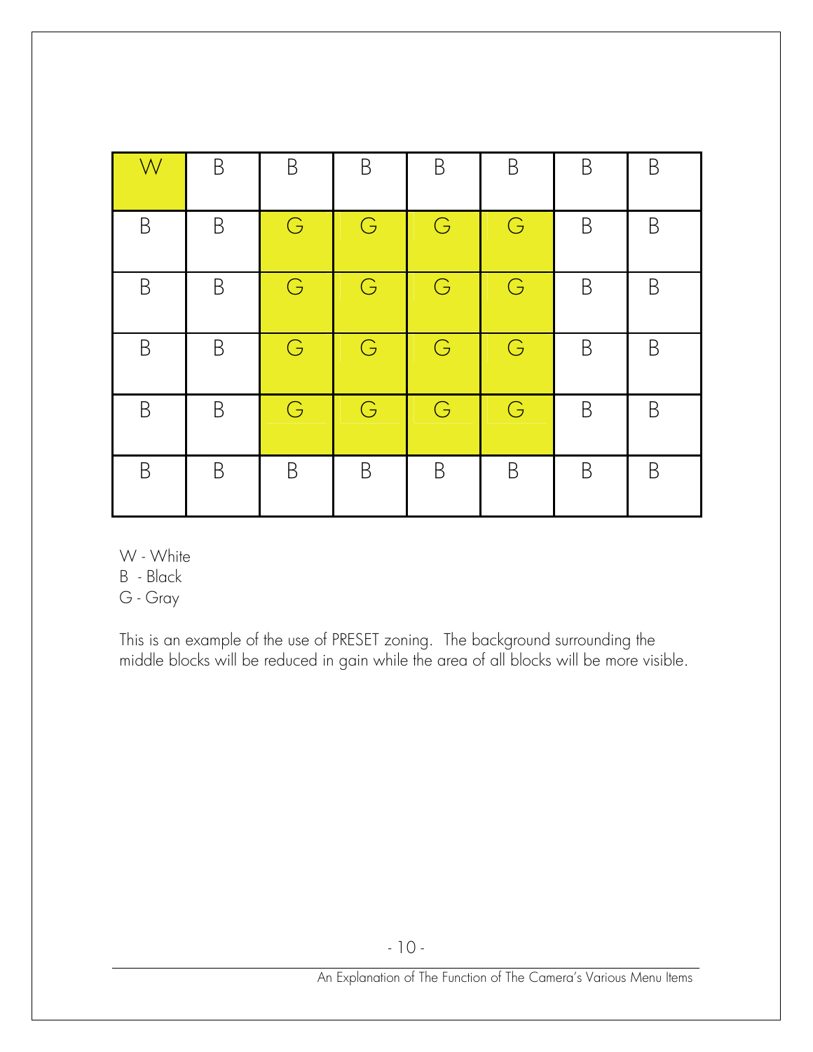| W | B | B | B | B | B | B | B |
|---|---|---|---|---|---|---|---|
| B | B | G | G | G | G | B | B |
| B | B | G | G | G | G | B | B |
| B | B | G | G | G | G | B | B |
| B | B | G | G | G | G | B | B |
| B | B | B | B | B | B | B | B |

W - White
B - Black
G - Gray

This is an example of the use of PRESET zoning. The background surrounding the middle blocks will be reduced in gain while the area of all blocks will be more visible.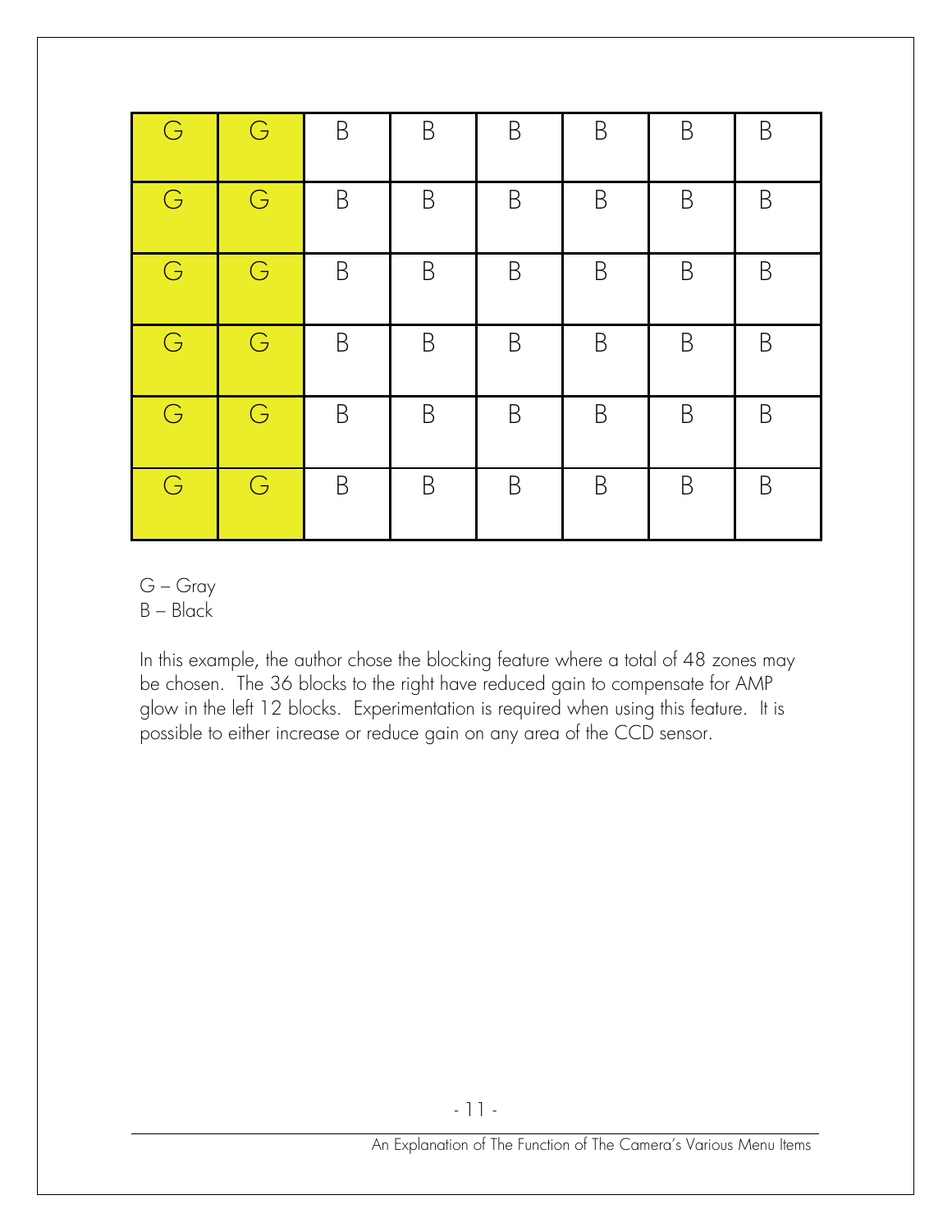| G | G | B | B | B | B | B | B |
|---|---|---|---|---|---|---|---|
| G | G | B | B | B | B | B | B |
| G | G | B | B | B | B | B | B |
| G | G | B | B | B | B | B | B |
| G | G | B | B | B | B | B | B |
| G | G | B | B | B | B | B | B |

G – Gray
B – Black

In this example, the author chose the blocking feature where a total of 48 zones may be chosen. The 36 blocks to the right have reduced gain to compensate for AMP glow in the left 12 blocks. Experimentation is required when using this feature. It is possible to either increase or reduce gain on any area of the CCD sensor.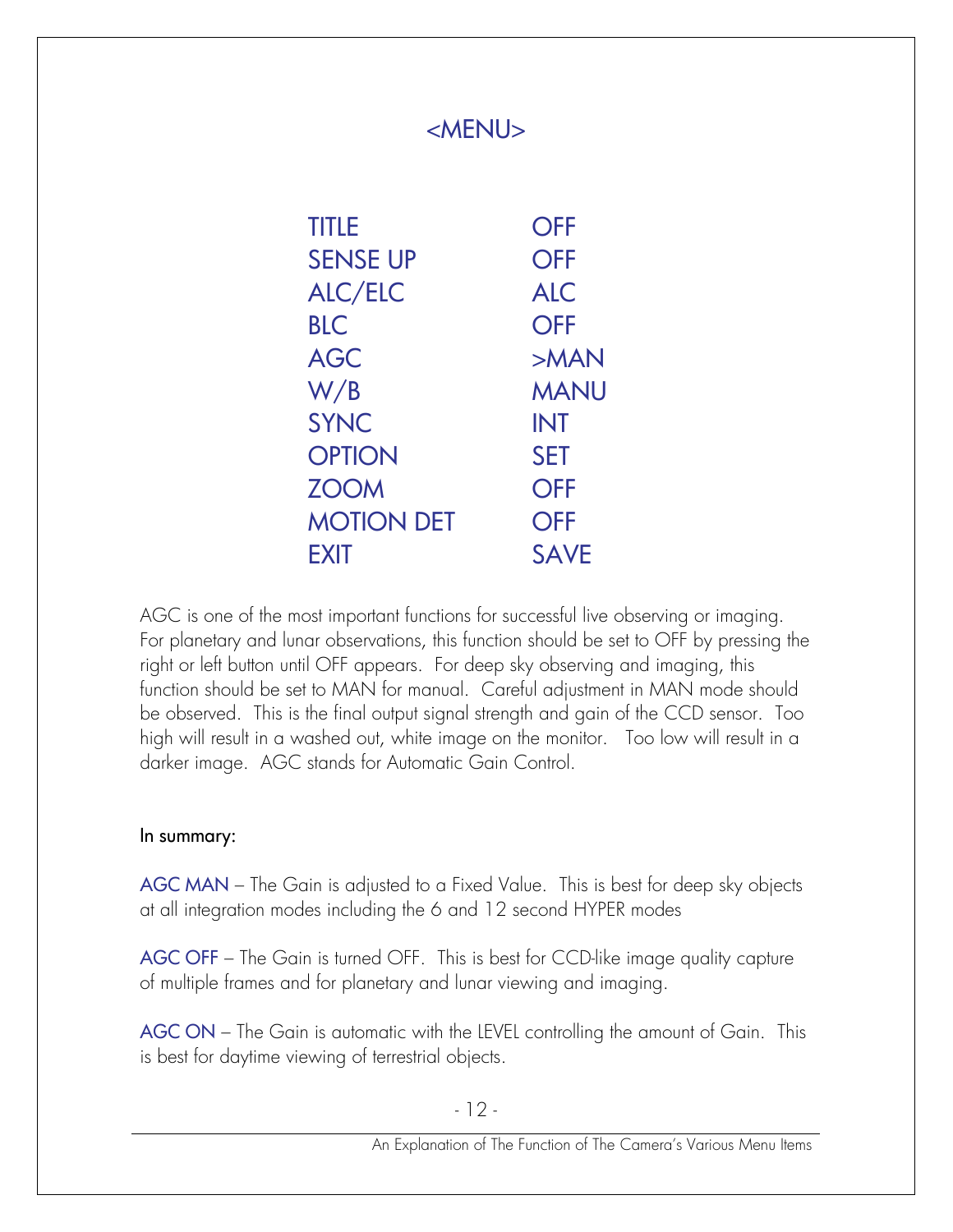## <MENU>

| | |
|---|---|
| TITLE | OFF |
| SENSE UP | OFF |
| ALC/ELC | ALC |
| BLC | OFF |
| AGC | >MAN |
| W/B | MANU |
| SYNC | INT |
| OPTION | SET |
| ZOOM | OFF |
| MOTION DET | OFF |
| EXIT | SAVE |

AGC is one of the most important functions for successful live observing or imaging. For planetary and lunar observations, this function should be set to OFF by pressing the right or left button until OFF appears. For deep sky observing and imaging, this function should be set to MAN for manual. Careful adjustment in MAN mode should be observed. This is the final output signal strength and gain of the CCD sensor. Too high will result in a washed out, white image on the monitor. Too low will result in a darker image. AGC stands for Automatic Gain Control.

In summary:

AGC MAN – The Gain is adjusted to a Fixed Value. This is best for deep sky objects at all integration modes including the 6 and 12 second HYPER modes

AGC OFF – The Gain is turned OFF. This is best for CCD-like image quality capture of multiple frames and for planetary and lunar viewing and imaging.

AGC ON – The Gain is automatic with the LEVEL controlling the amount of Gain. This is best for daytime viewing of terrestrial objects.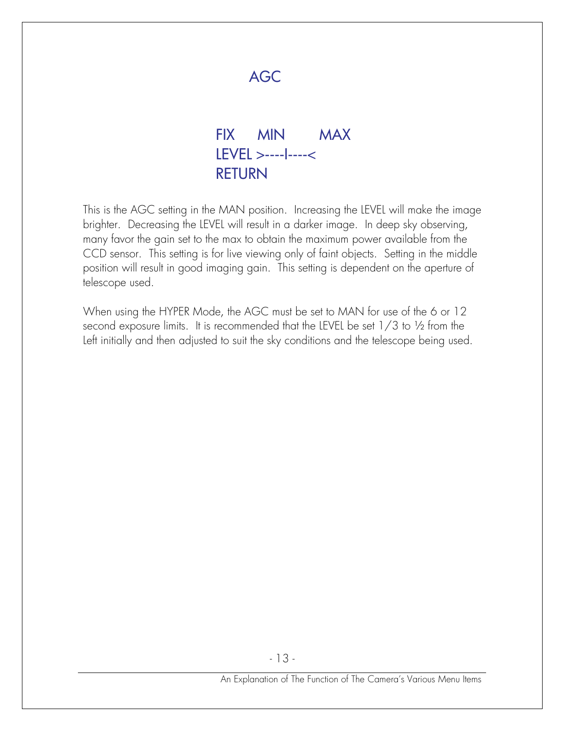# AGC

FIX   MIN     MAX
LEVEL >----I----<
RETURN

This is the AGC setting in the MAN position. Increasing the LEVEL will make the image brighter. Decreasing the LEVEL will result in a darker image. In deep sky observing, many favor the gain set to the max to obtain the maximum power available from the CCD sensor. This setting is for live viewing only of faint objects. Setting in the middle position will result in good imaging gain. This setting is dependent on the aperture of telescope used.

When using the HYPER Mode, the AGC must be set to MAN for use of the 6 or 12 second exposure limits. It is recommended that the LEVEL be set 1/3 to ½ from the Left initially and then adjusted to suit the sky conditions and the telescope being used.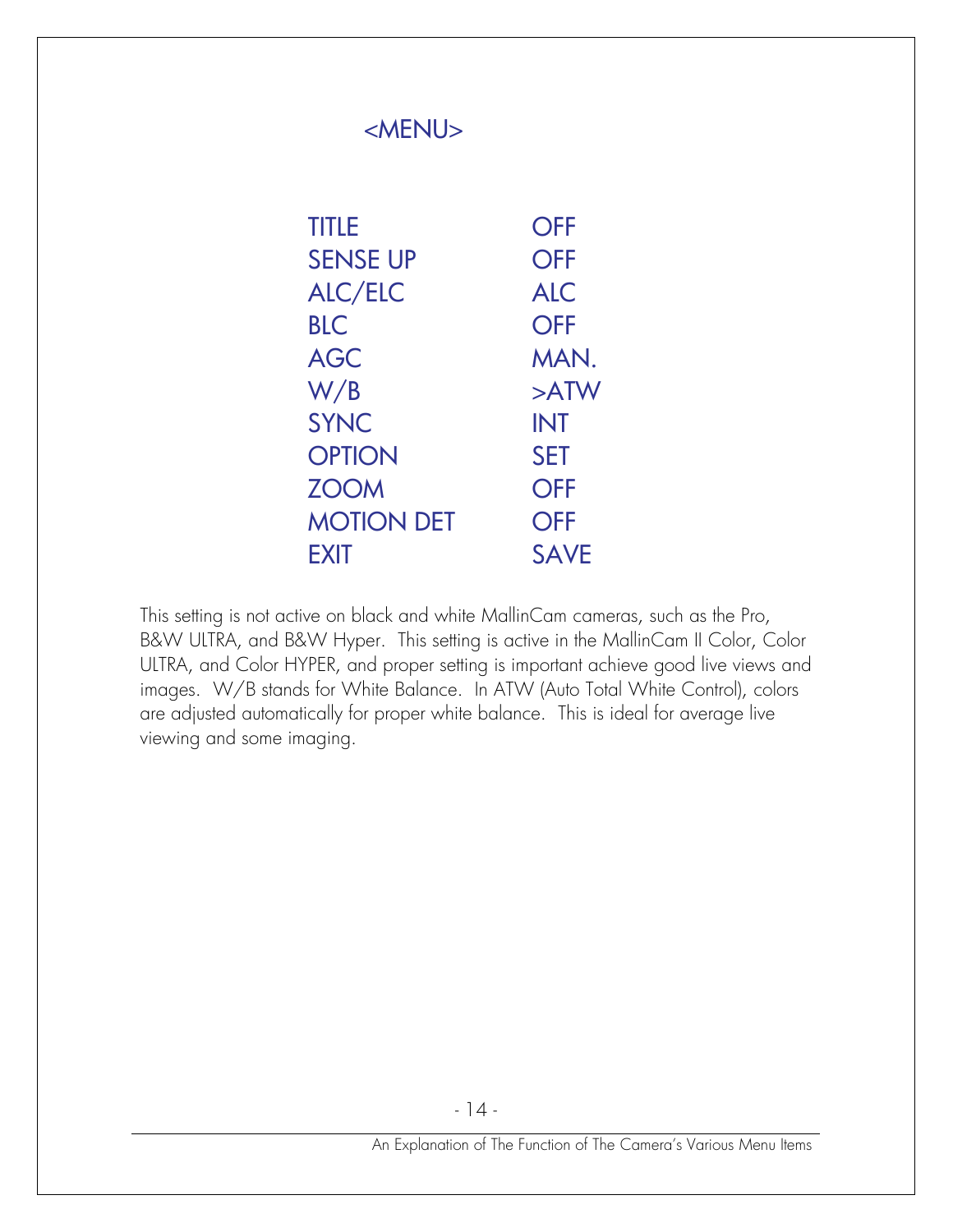## <MENU>

| | |
|---|---|
| TITLE | OFF |
| SENSE UP | OFF |
| ALC/ELC | ALC |
| BLC | OFF |
| AGC | MAN. |
| W/B | >ATW |
| SYNC | INT |
| OPTION | SET |
| ZOOM | OFF |
| MOTION DET | OFF |
| EXIT | SAVE |

This setting is not active on black and white MallinCam cameras, such as the Pro, B&W ULTRA, and B&W Hyper. This setting is active in the MallinCam II Color, Color ULTRA, and Color HYPER, and proper setting is important achieve good live views and images. W/B stands for White Balance. In ATW (Auto Total White Control), colors are adjusted automatically for proper white balance. This is ideal for average live viewing and some imaging.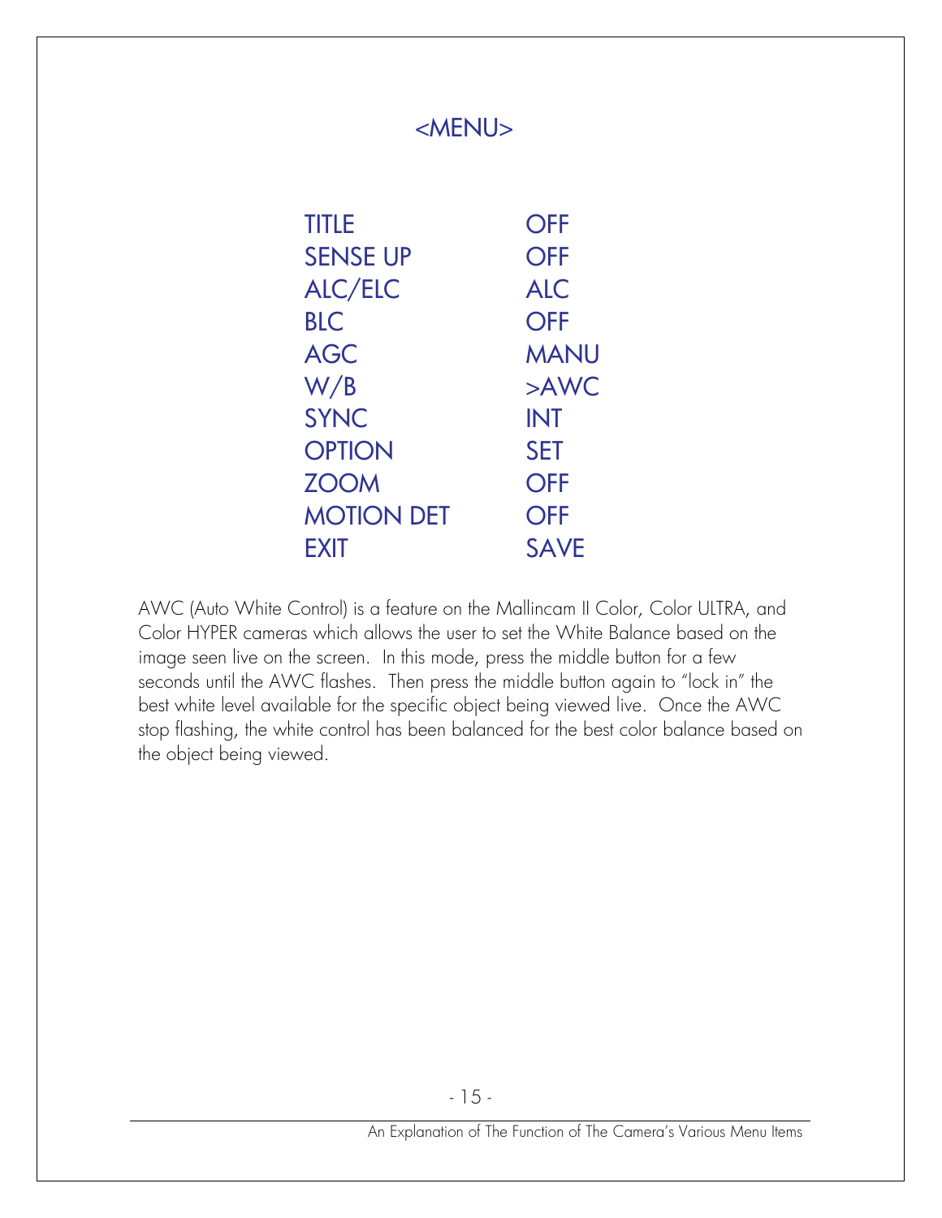## <MENU>

| | |
|---|---|
| TITLE | OFF |
| SENSE UP | OFF |
| ALC/ELC | ALC |
| BLC | OFF |
| AGC | MANU |
| W/B | >AWC |
| SYNC | INT |
| OPTION | SET |
| ZOOM | OFF |
| MOTION DET | OFF |
| EXIT | SAVE |

AWC (Auto White Control) is a feature on the Mallincam II Color, Color ULTRA, and Color HYPER cameras which allows the user to set the White Balance based on the image seen live on the screen. In this mode, press the middle button for a few seconds until the AWC flashes. Then press the middle button again to "lock in" the best white level available for the specific object being viewed live. Once the AWC stop flashing, the white control has been balanced for the best color balance based on the object being viewed.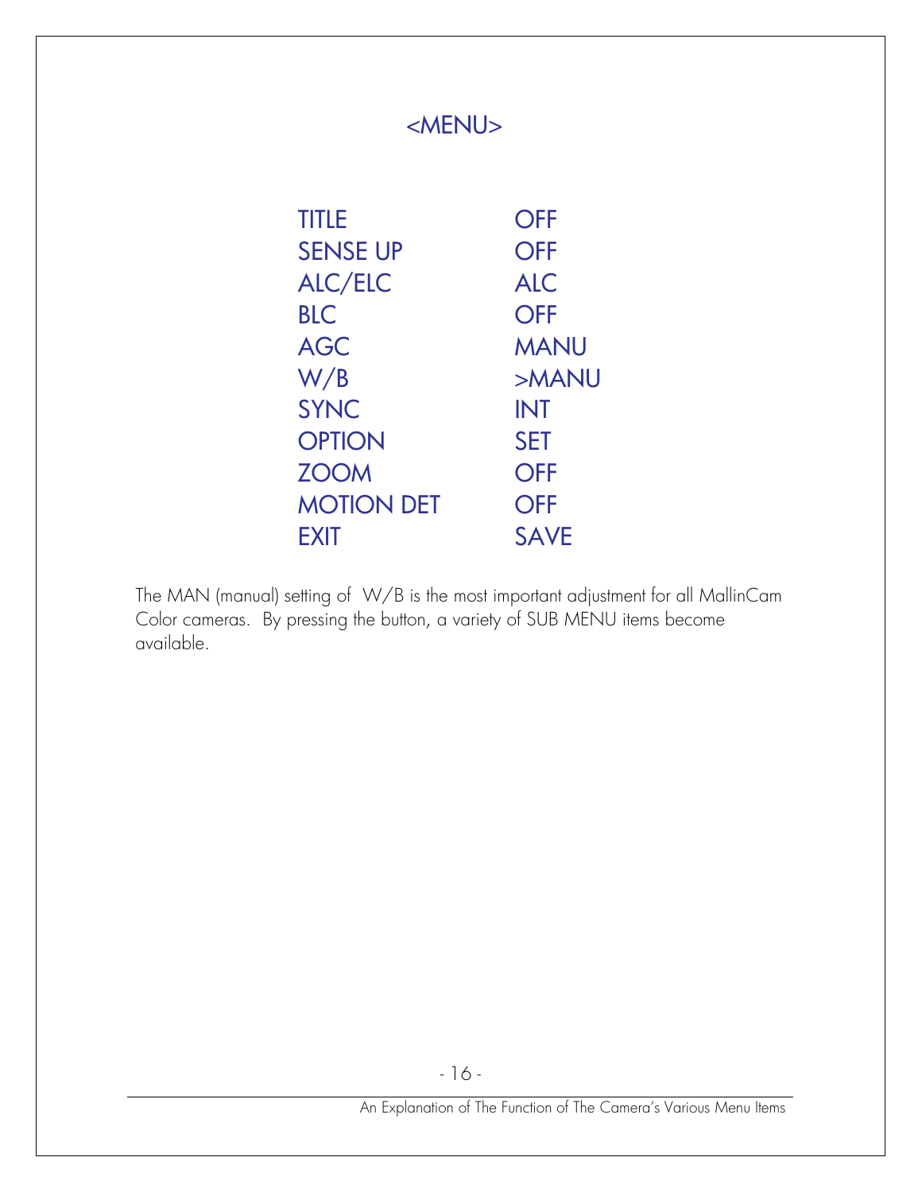## <MENU>

| | |
|---|---|
| TITLE | OFF |
| SENSE UP | OFF |
| ALC/ELC | ALC |
| BLC | OFF |
| AGC | MANU |
| W/B | >MANU |
| SYNC | INT |
| OPTION | SET |
| ZOOM | OFF |
| MOTION DET | OFF |
| EXIT | SAVE |

The MAN (manual) setting of W/B is the most important adjustment for all MallinCam Color cameras. By pressing the button, a variety of SUB MENU items become available.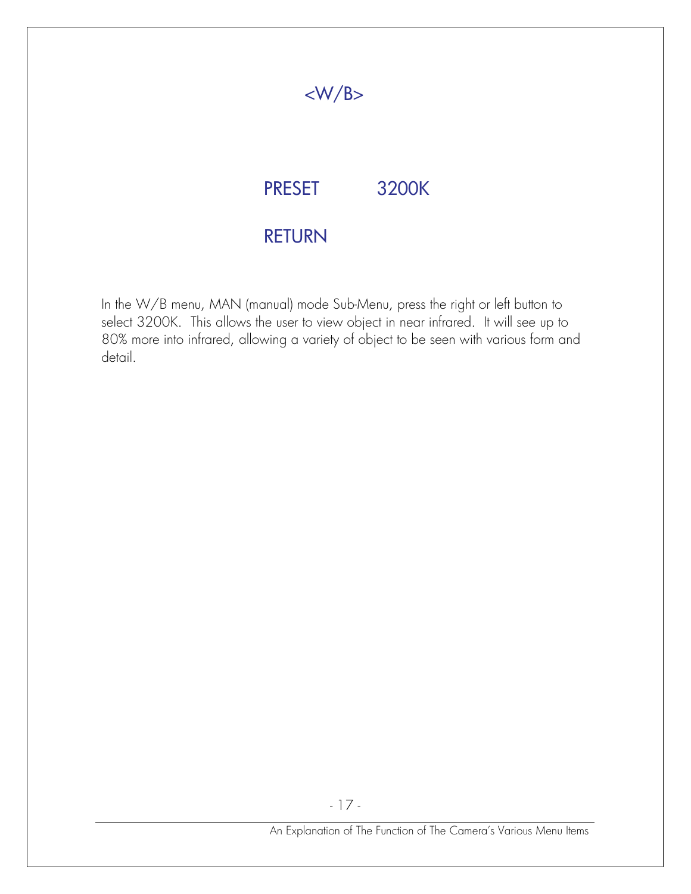# <W/B>

PRESET 3200K

RETURN

In the W/B menu, MAN (manual) mode Sub-Menu, press the right or left button to select 3200K. This allows the user to view object in near infrared. It will see up to 80% more into infrared, allowing a variety of object to be seen with various form and detail.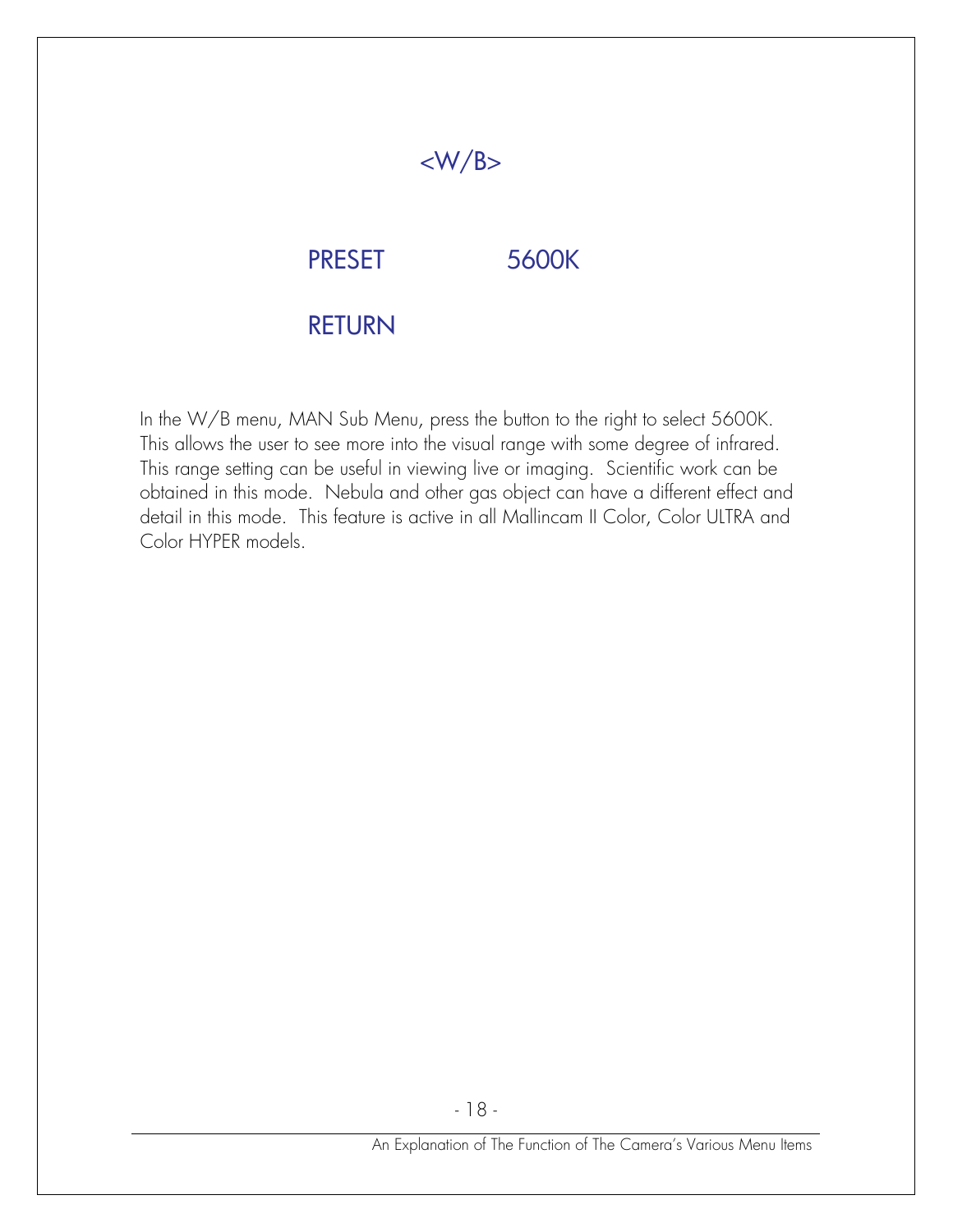## <W/B>

PRESET 5600K

RETURN

In the W/B menu, MAN Sub Menu, press the button to the right to select 5600K. This allows the user to see more into the visual range with some degree of infrared. This range setting can be useful in viewing live or imaging. Scientific work can be obtained in this mode. Nebula and other gas object can have a different effect and detail in this mode. This feature is active in all Mallincam II Color, Color ULTRA and Color HYPER models.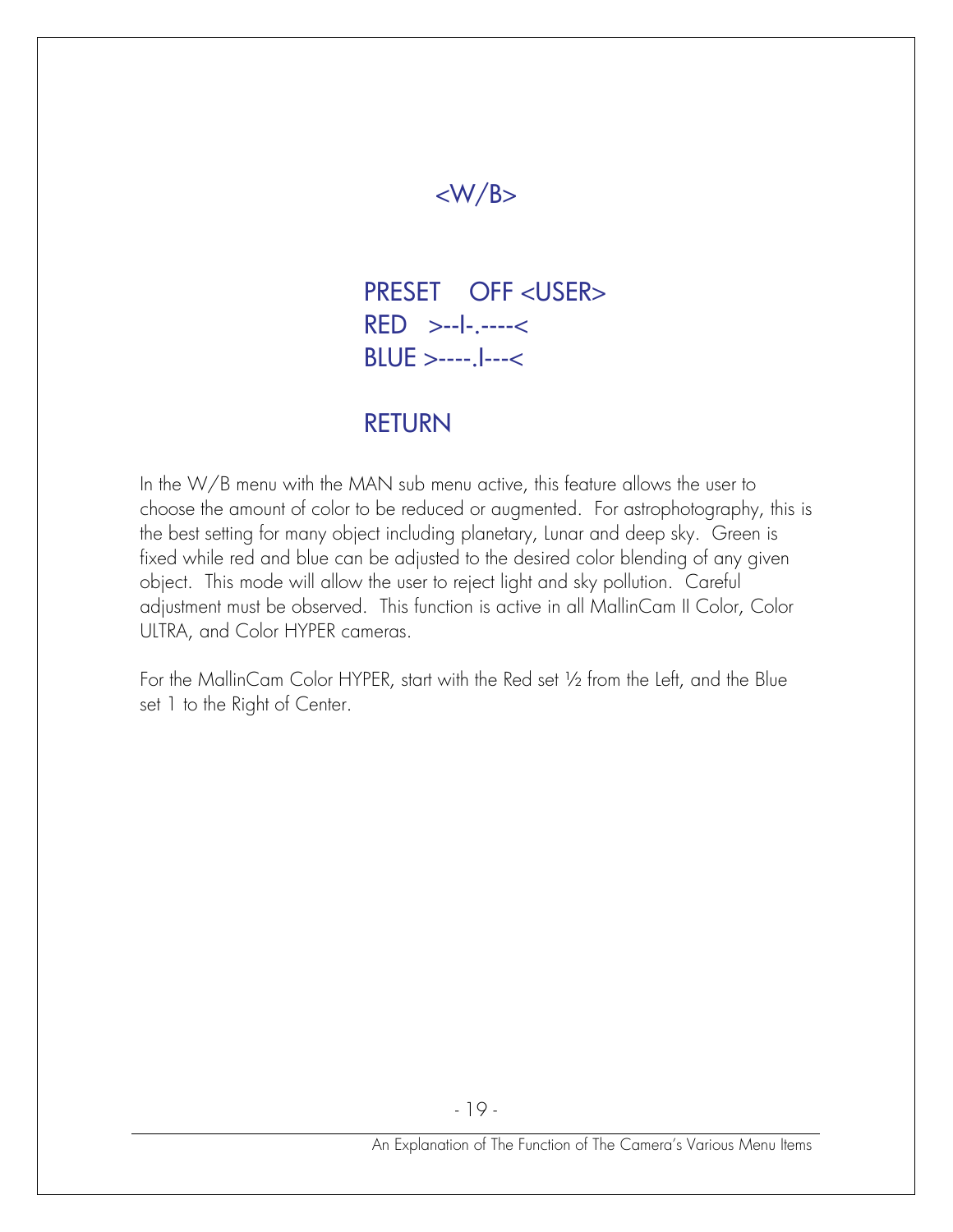# <W/B>

PRESET    OFF <USER>
RED   >--I-.----<
BLUE >----.I---<

RETURN

In the W/B menu with the MAN sub menu active, this feature allows the user to choose the amount of color to be reduced or augmented. For astrophotography, this is the best setting for many object including planetary, Lunar and deep sky. Green is fixed while red and blue can be adjusted to the desired color blending of any given object. This mode will allow the user to reject light and sky pollution. Careful adjustment must be observed. This function is active in all MallinCam II Color, Color ULTRA, and Color HYPER cameras.

For the MallinCam Color HYPER, start with the Red set ½ from the Left, and the Blue set 1 to the Right of Center.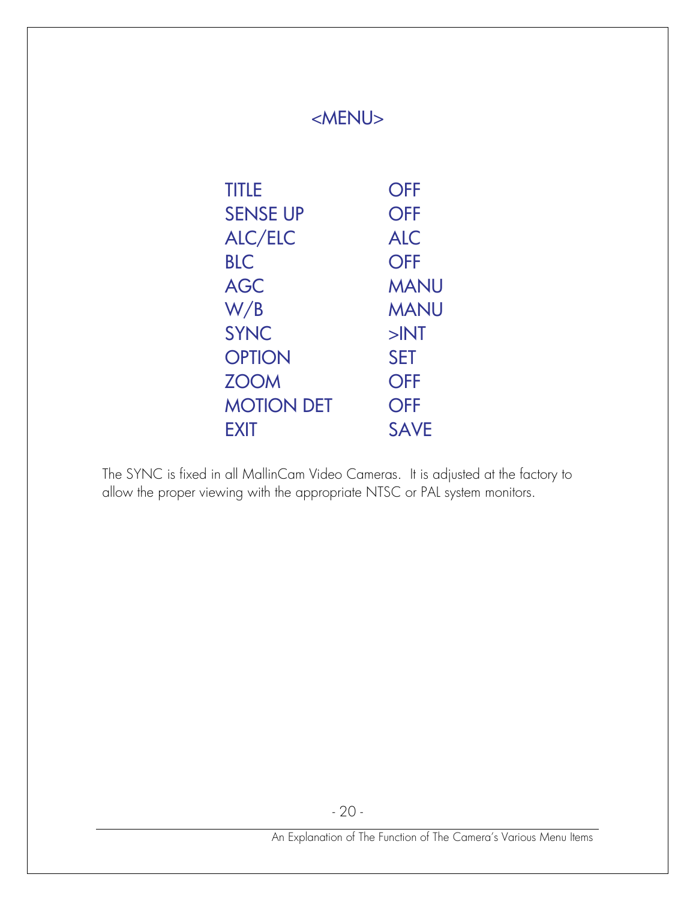## <MENU>

| | |
|---|---|
| TITLE | OFF |
| SENSE UP | OFF |
| ALC/ELC | ALC |
| BLC | OFF |
| AGC | MANU |
| W/B | MANU |
| SYNC | >INT |
| OPTION | SET |
| ZOOM | OFF |
| MOTION DET | OFF |
| EXIT | SAVE |

The SYNC is fixed in all MallinCam Video Cameras. It is adjusted at the factory to allow the proper viewing with the appropriate NTSC or PAL system monitors.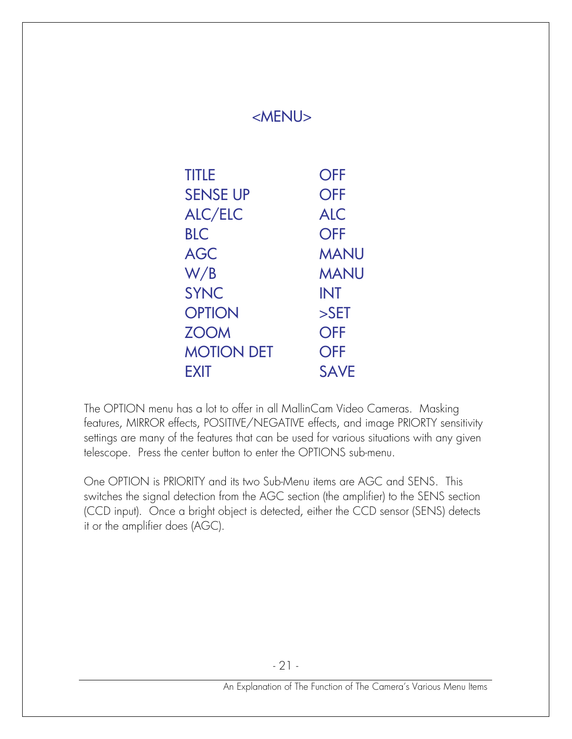## <MENU>

| | |
|---|---|
| TITLE | OFF |
| SENSE UP | OFF |
| ALC/ELC | ALC |
| BLC | OFF |
| AGC | MANU |
| W/B | MANU |
| SYNC | INT |
| OPTION | >SET |
| ZOOM | OFF |
| MOTION DET | OFF |
| EXIT | SAVE |

The OPTION menu has a lot to offer in all MallinCam Video Cameras. Masking features, MIRROR effects, POSITIVE/NEGATIVE effects, and image PRIORTY sensitivity settings are many of the features that can be used for various situations with any given telescope. Press the center button to enter the OPTIONS sub-menu.

One OPTION is PRIORITY and its two Sub-Menu items are AGC and SENS. This switches the signal detection from the AGC section (the amplifier) to the SENS section (CCD input). Once a bright object is detected, either the CCD sensor (SENS) detects it or the amplifier does (AGC).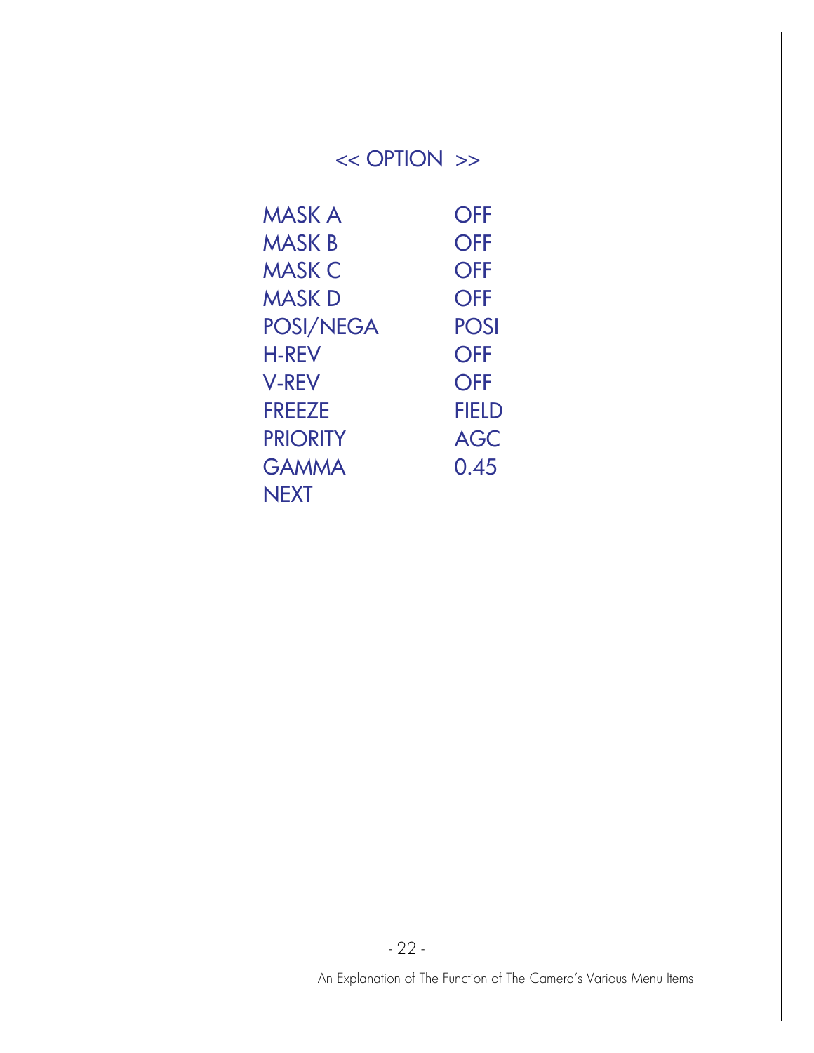## << OPTION >>

| | |
|---|---|
| MASK A | OFF |
| MASK B | OFF |
| MASK C | OFF |
| MASK D | OFF |
| POSI/NEGA | POSI |
| H-REV | OFF |
| V-REV | OFF |
| FREEZE | FIELD |
| PRIORITY | AGC |
| GAMMA | 0.45 |
| NEXT | |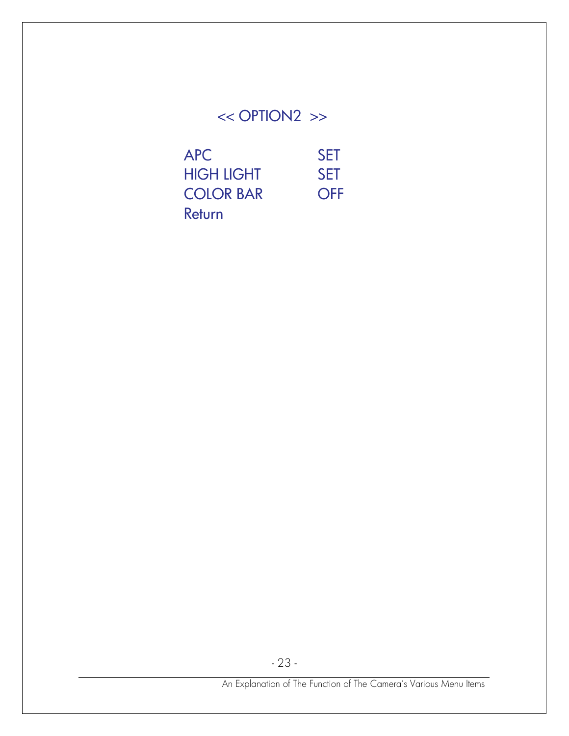<< OPTION2 >>

| APC | SET |
|---|---|
| HIGH LIGHT | SET |
| COLOR BAR | OFF |
| Return | |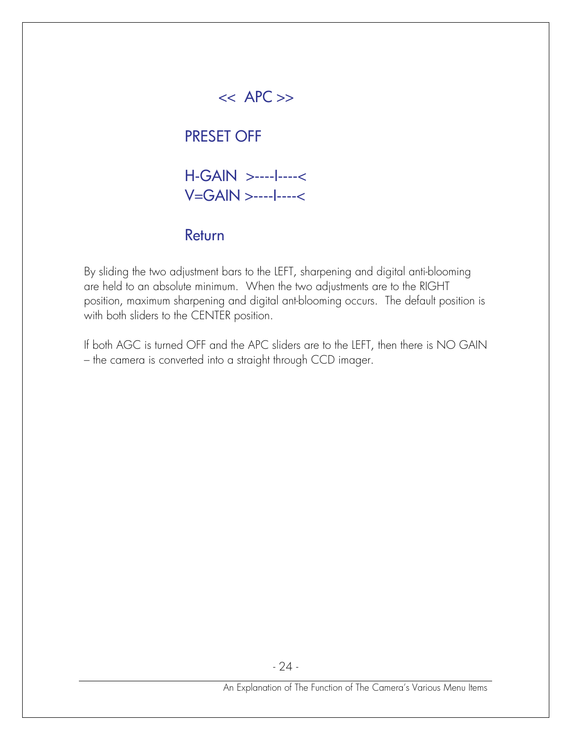<< APC >>

PRESET OFF

H-GAIN >----I----<
V=GAIN >----I----<

Return

By sliding the two adjustment bars to the LEFT, sharpening and digital anti-blooming are held to an absolute minimum. When the two adjustments are to the RIGHT position, maximum sharpening and digital ant-blooming occurs. The default position is with both sliders to the CENTER position.

If both AGC is turned OFF and the APC sliders are to the LEFT, then there is NO GAIN – the camera is converted into a straight through CCD imager.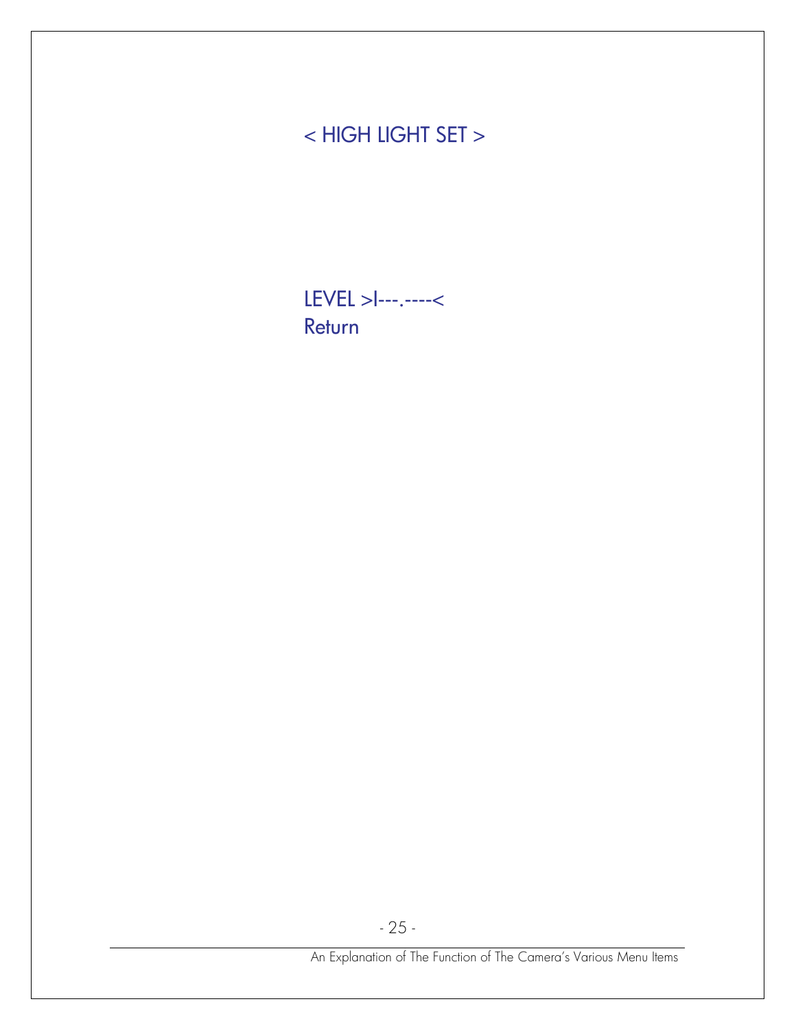< HIGH LIGHT SET >

LEVEL >I---.----<
Return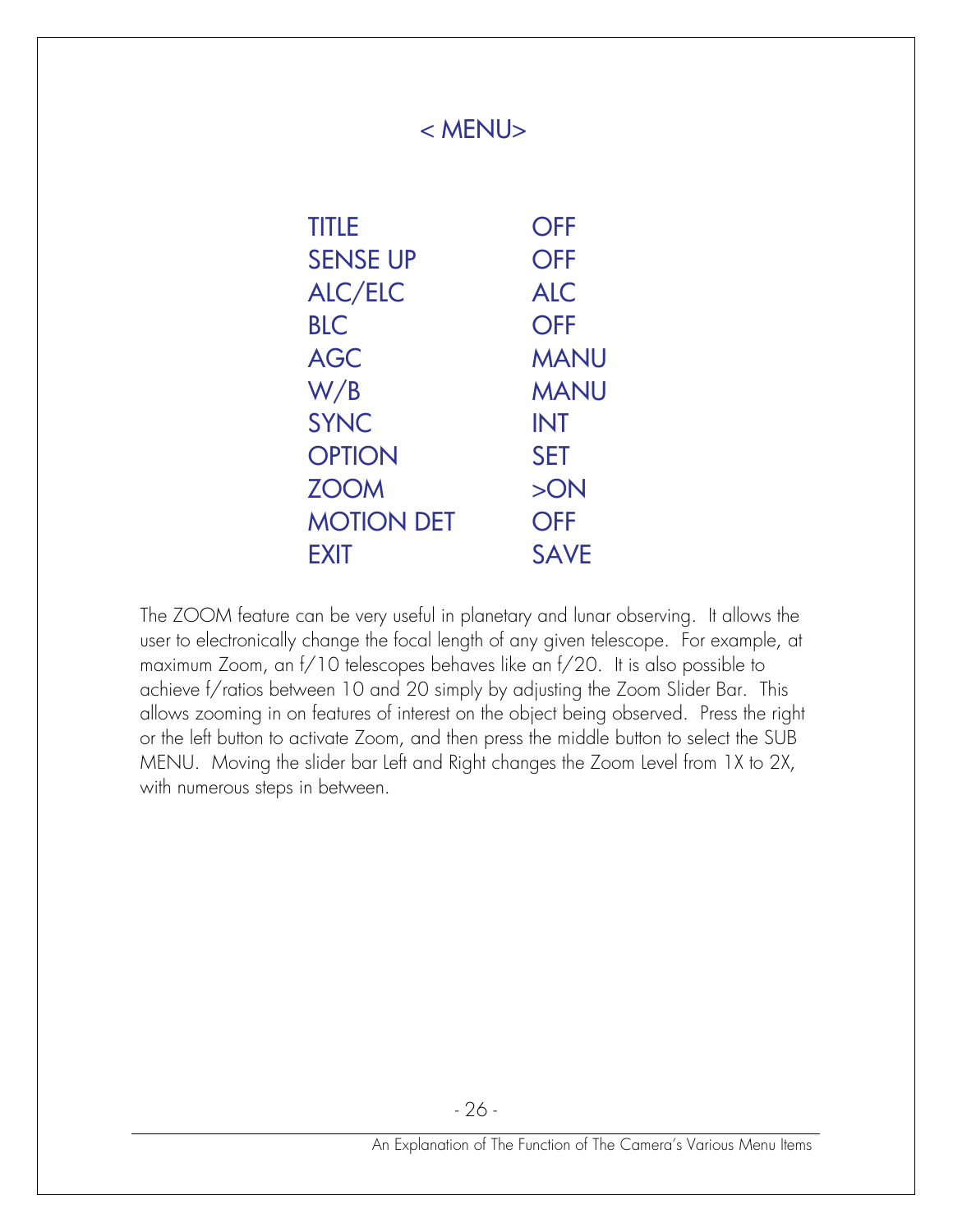## < MENU>

| | |
|---|---|
| TITLE | OFF |
| SENSE UP | OFF |
| ALC/ELC | ALC |
| BLC | OFF |
| AGC | MANU |
| W/B | MANU |
| SYNC | INT |
| OPTION | SET |
| ZOOM | >ON |
| MOTION DET | OFF |
| EXIT | SAVE |

The ZOOM feature can be very useful in planetary and lunar observing. It allows the user to electronically change the focal length of any given telescope. For example, at maximum Zoom, an f/10 telescopes behaves like an f/20. It is also possible to achieve f/ratios between 10 and 20 simply by adjusting the Zoom Slider Bar. This allows zooming in on features of interest on the object being observed. Press the right or the left button to activate Zoom, and then press the middle button to select the SUB MENU. Moving the slider bar Left and Right changes the Zoom Level from 1X to 2X, with numerous steps in between.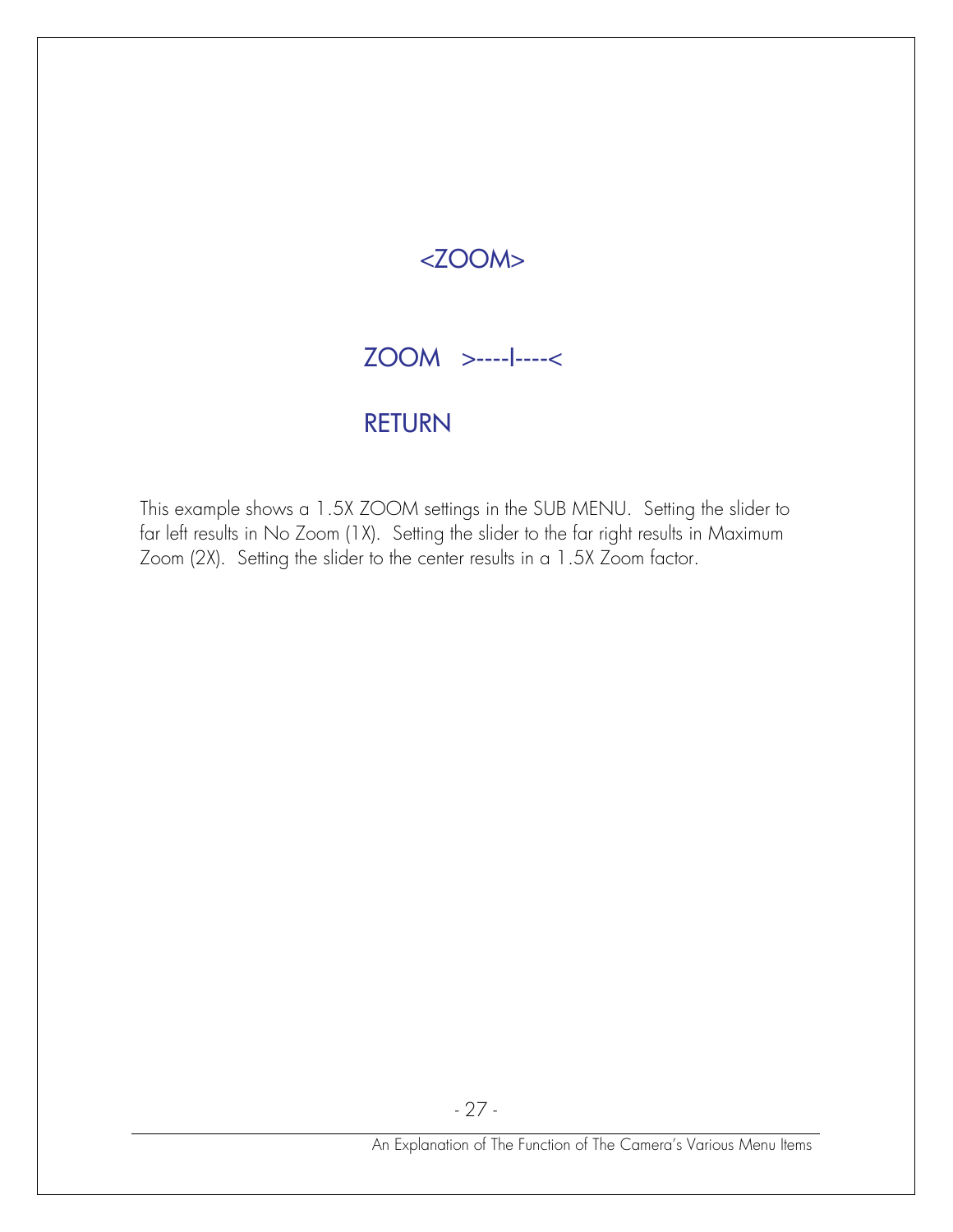## <ZOOM>

ZOOM   >----I----<

RETURN

This example shows a 1.5X ZOOM settings in the SUB MENU. Setting the slider to far left results in No Zoom (1X). Setting the slider to the far right results in Maximum Zoom (2X). Setting the slider to the center results in a 1.5X Zoom factor.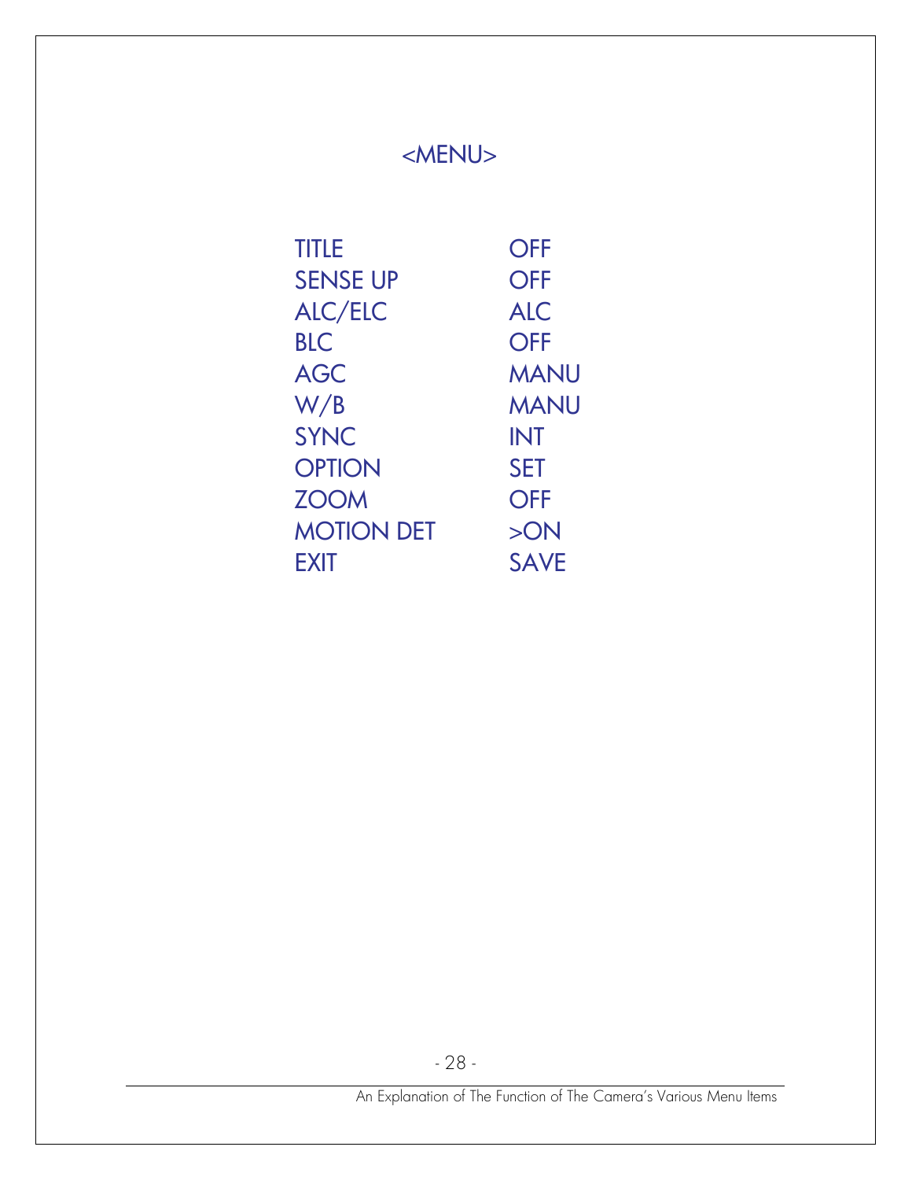## <MENU>

| | |
|---|---|
| TITLE | OFF |
| SENSE UP | OFF |
| ALC/ELC | ALC |
| BLC | OFF |
| AGC | MANU |
| W/B | MANU |
| SYNC | INT |
| OPTION | SET |
| ZOOM | OFF |
| MOTION DET | >ON |
| EXIT | SAVE |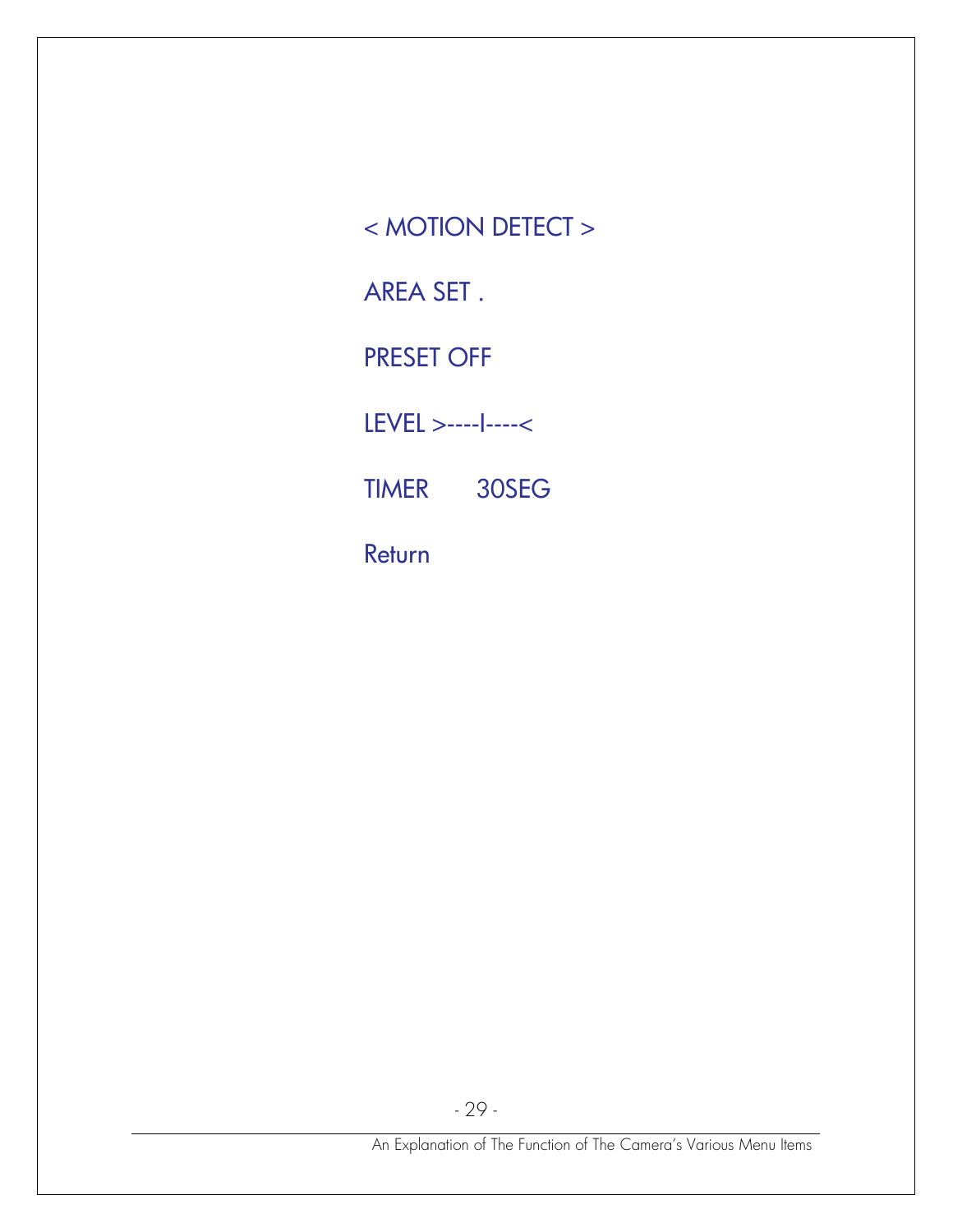< MOTION DETECT >

AREA SET .

PRESET OFF

LEVEL >----I----<

TIMER 30SEG

Return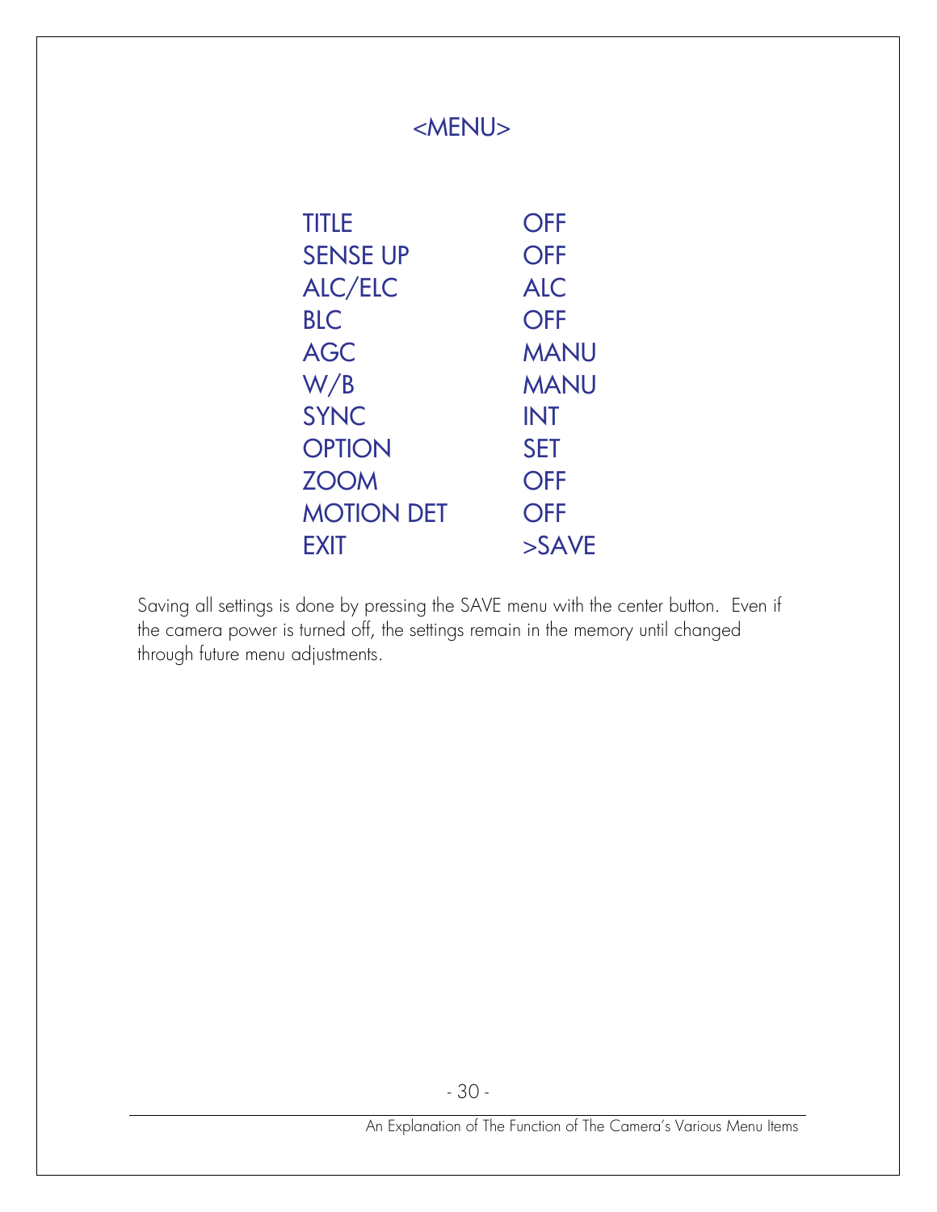## <MENU>

| | |
|---|---|
| TITLE | OFF |
| SENSE UP | OFF |
| ALC/ELC | ALC |
| BLC | OFF |
| AGC | MANU |
| W/B | MANU |
| SYNC | INT |
| OPTION | SET |
| ZOOM | OFF |
| MOTION DET | OFF |
| EXIT | >SAVE |

Saving all settings is done by pressing the SAVE menu with the center button. Even if the camera power is turned off, the settings remain in the memory until changed through future menu adjustments.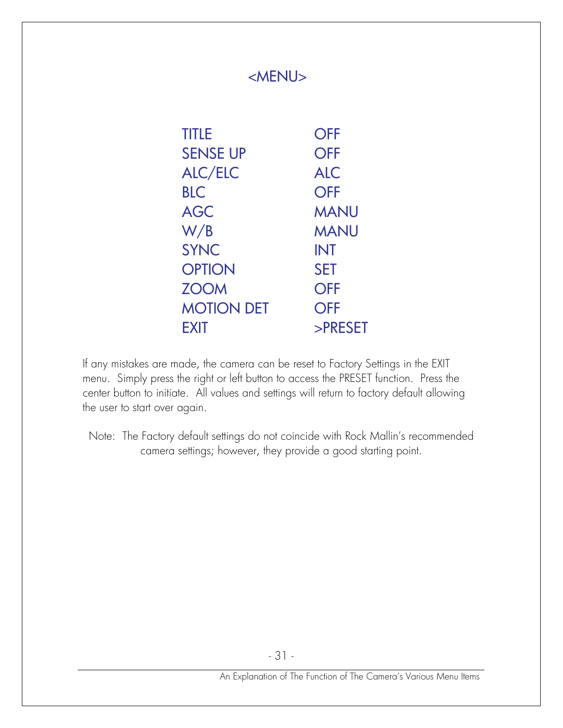## <MENU>

| | |
|---|---|
| TITLE | OFF |
| SENSE UP | OFF |
| ALC/ELC | ALC |
| BLC | OFF |
| AGC | MANU |
| W/B | MANU |
| SYNC | INT |
| OPTION | SET |
| ZOOM | OFF |
| MOTION DET | OFF |
| EXIT | >PRESET |

If any mistakes are made, the camera can be reset to Factory Settings in the EXIT menu. Simply press the right or left button to access the PRESET function. Press the center button to initiate. All values and settings will return to factory default allowing the user to start over again.

Note: The Factory default settings do not coincide with Rock Mallin's recommended camera settings; however, they provide a good starting point.